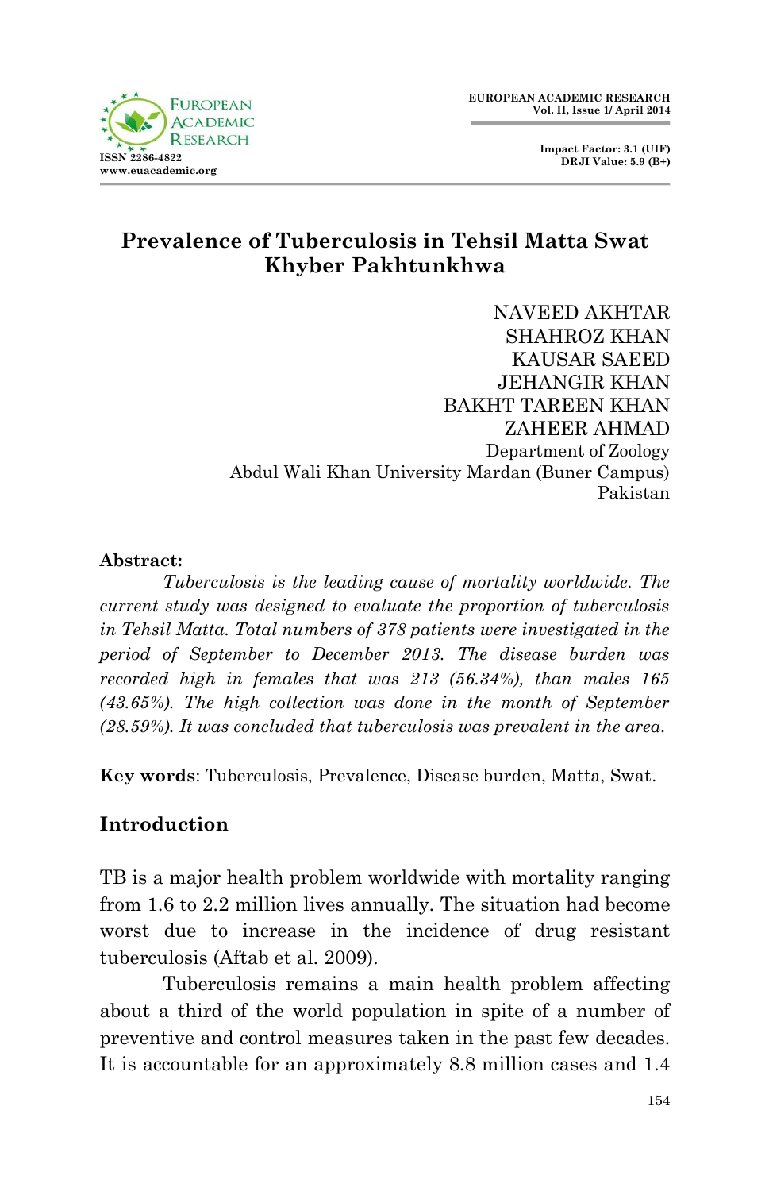# Prevalence of Tuberculosis in Tehsil Matta Swat Khyber Pakhtunkhwa

NAVEED AKHTAR
SHAHROZ KHAN
KAUSAR SAEED
JEHANGIR KHAN
BAKHT TAREEN KHAN
ZAHEER AHMAD
Department of Zoology
Abdul Wali Khan University Mardan (Buner Campus)
Pakistan

**Abstract:**

*Tuberculosis is the leading cause of mortality worldwide. The current study was designed to evaluate the proportion of tuberculosis in Tehsil Matta. Total numbers of 378 patients were investigated in the period of September to December 2013. The disease burden was recorded high in females that was 213 (56.34%), than males 165 (43.65%). The high collection was done in the month of September (28.59%). It was concluded that tuberculosis was prevalent in the area.*

**Key words**: Tuberculosis, Prevalence, Disease burden, Matta, Swat.

## Introduction

TB is a major health problem worldwide with mortality ranging from 1.6 to 2.2 million lives annually. The situation had become worst due to increase in the incidence of drug resistant tuberculosis (Aftab et al. 2009).

Tuberculosis remains a main health problem affecting about a third of the world population in spite of a number of preventive and control measures taken in the past few decades. It is accountable for an approximately 8.8 million cases and 1.4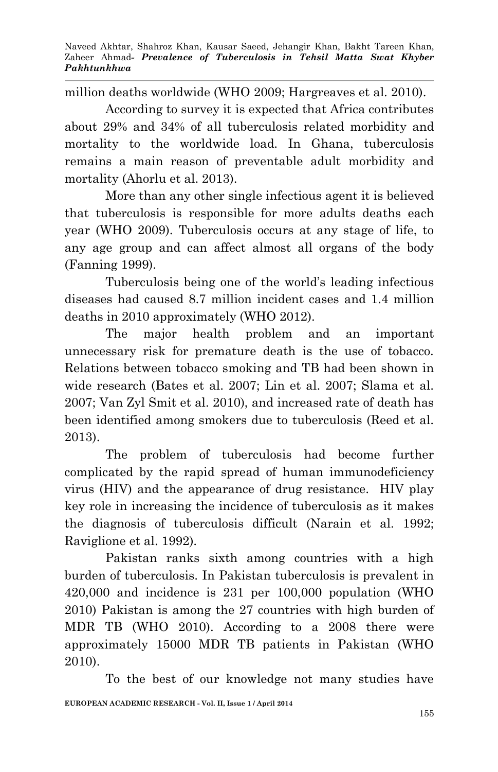million deaths worldwide (WHO 2009; Hargreaves et al. 2010).

According to survey it is expected that Africa contributes about 29% and 34% of all tuberculosis related morbidity and mortality to the worldwide load. In Ghana, tuberculosis remains a main reason of preventable adult morbidity and mortality (Ahorlu et al. 2013).

More than any other single infectious agent it is believed that tuberculosis is responsible for more adults deaths each year (WHO 2009). Tuberculosis occurs at any stage of life, to any age group and can affect almost all organs of the body (Fanning 1999).

Tuberculosis being one of the world's leading infectious diseases had caused 8.7 million incident cases and 1.4 million deaths in 2010 approximately (WHO 2012).

The major health problem and an important unnecessary risk for premature death is the use of tobacco. Relations between tobacco smoking and TB had been shown in wide research (Bates et al. 2007; Lin et al. 2007; Slama et al. 2007; Van Zyl Smit et al. 2010), and increased rate of death has been identified among smokers due to tuberculosis (Reed et al. 2013).

The problem of tuberculosis had become further complicated by the rapid spread of human immunodeficiency virus (HIV) and the appearance of drug resistance. HIV play key role in increasing the incidence of tuberculosis as it makes the diagnosis of tuberculosis difficult (Narain et al. 1992; Raviglione et al. 1992).

Pakistan ranks sixth among countries with a high burden of tuberculosis. In Pakistan tuberculosis is prevalent in 420,000 and incidence is 231 per 100,000 population (WHO 2010) Pakistan is among the 27 countries with high burden of MDR TB (WHO 2010). According to a 2008 there were approximately 15000 MDR TB patients in Pakistan (WHO 2010).

To the best of our knowledge not many studies have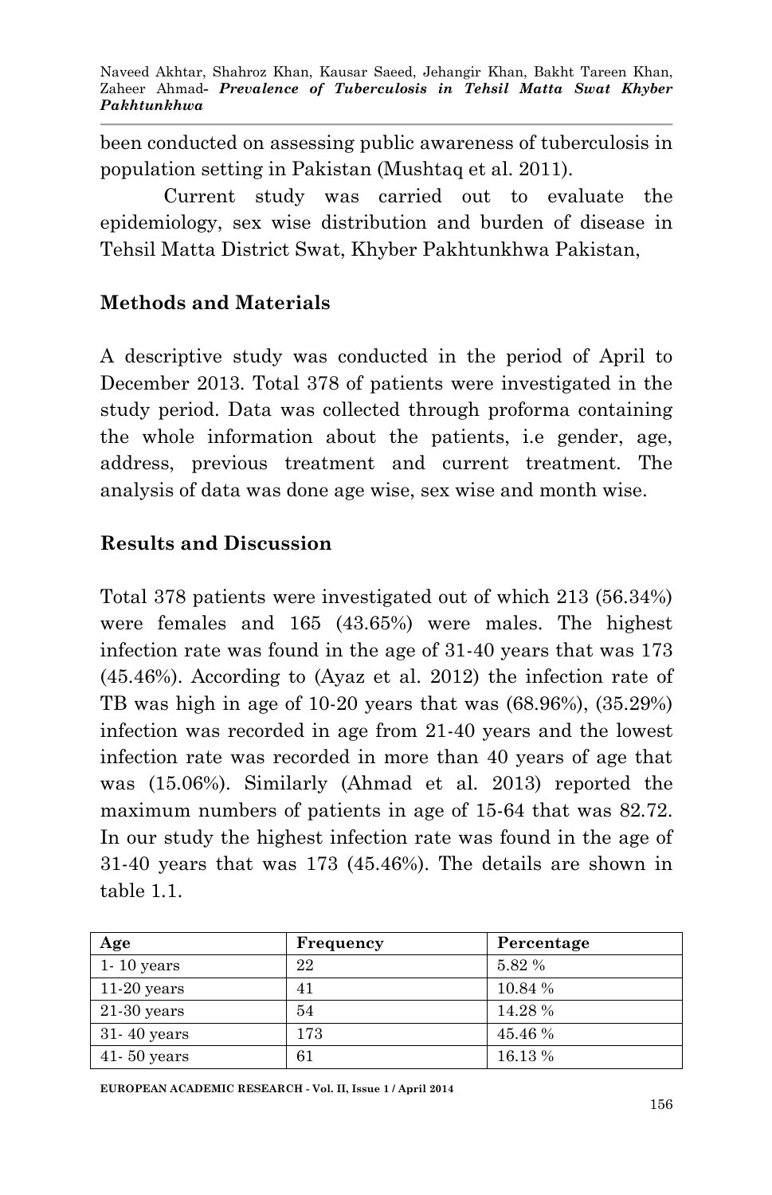been conducted on assessing public awareness of tuberculosis in population setting in Pakistan (Mushtaq et al. 2011).

Current study was carried out to evaluate the epidemiology, sex wise distribution and burden of disease in Tehsil Matta District Swat, Khyber Pakhtunkhwa Pakistan,

## Methods and Materials

A descriptive study was conducted in the period of April to December 2013. Total 378 of patients were investigated in the study period. Data was collected through proforma containing the whole information about the patients, i.e gender, age, address, previous treatment and current treatment. The analysis of data was done age wise, sex wise and month wise.

## Results and Discussion

Total 378 patients were investigated out of which 213 (56.34%) were females and 165 (43.65%) were males. The highest infection rate was found in the age of 31-40 years that was 173 (45.46%). According to (Ayaz et al. 2012) the infection rate of TB was high in age of 10-20 years that was (68.96%), (35.29%) infection was recorded in age from 21-40 years and the lowest infection rate was recorded in more than 40 years of age that was (15.06%). Similarly (Ahmad et al. 2013) reported the maximum numbers of patients in age of 15-64 that was 82.72. In our study the highest infection rate was found in the age of 31-40 years that was 173 (45.46%). The details are shown in table 1.1.

| Age | Frequency | Percentage |
|---|---|---|
| 1- 10 years | 22 | 5.82 % |
| 11-20 years | 41 | 10.84 % |
| 21-30 years | 54 | 14.28 % |
| 31- 40 years | 173 | 45.46 % |
| 41- 50 years | 61 | 16.13 % |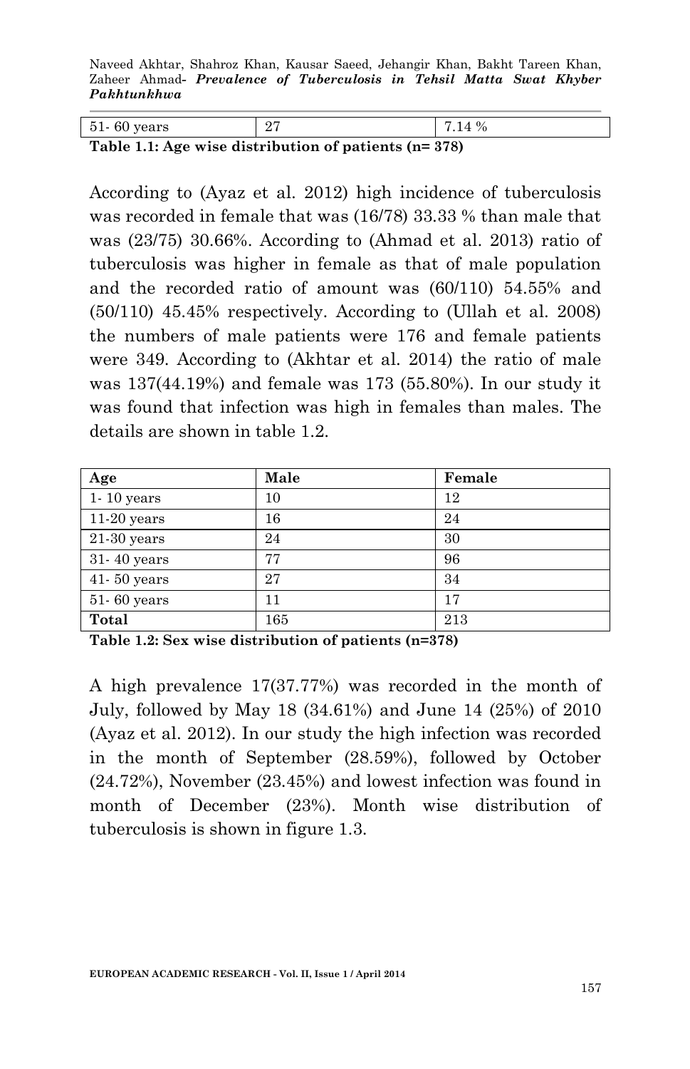| 51- 60 years | 27 | 7.14 % |
|---|---|---|

**Table 1.1: Age wise distribution of patients (n= 378)**

According to (Ayaz et al. 2012) high incidence of tuberculosis was recorded in female that was (16/78) 33.33 % than male that was (23/75) 30.66%. According to (Ahmad et al. 2013) ratio of tuberculosis was higher in female as that of male population and the recorded ratio of amount was (60/110) 54.55% and (50/110) 45.45% respectively. According to (Ullah et al. 2008) the numbers of male patients were 176 and female patients were 349. According to (Akhtar et al. 2014) the ratio of male was 137(44.19%) and female was 173 (55.80%). In our study it was found that infection was high in females than males. The details are shown in table 1.2.

| Age | Male | Female |
|---|---|---|
| 1- 10 years | 10 | 12 |
| 11-20 years | 16 | 24 |
| 21-30 years | 24 | 30 |
| 31- 40 years | 77 | 96 |
| 41- 50 years | 27 | 34 |
| 51- 60 years | 11 | 17 |
| **Total** | 165 | 213 |

**Table 1.2: Sex wise distribution of patients (n=378)**

A high prevalence 17(37.77%) was recorded in the month of July, followed by May 18 (34.61%) and June 14 (25%) of 2010 (Ayaz et al. 2012). In our study the high infection was recorded in the month of September (28.59%), followed by October (24.72%), November (23.45%) and lowest infection was found in month of December (23%). Month wise distribution of tuberculosis is shown in figure 1.3.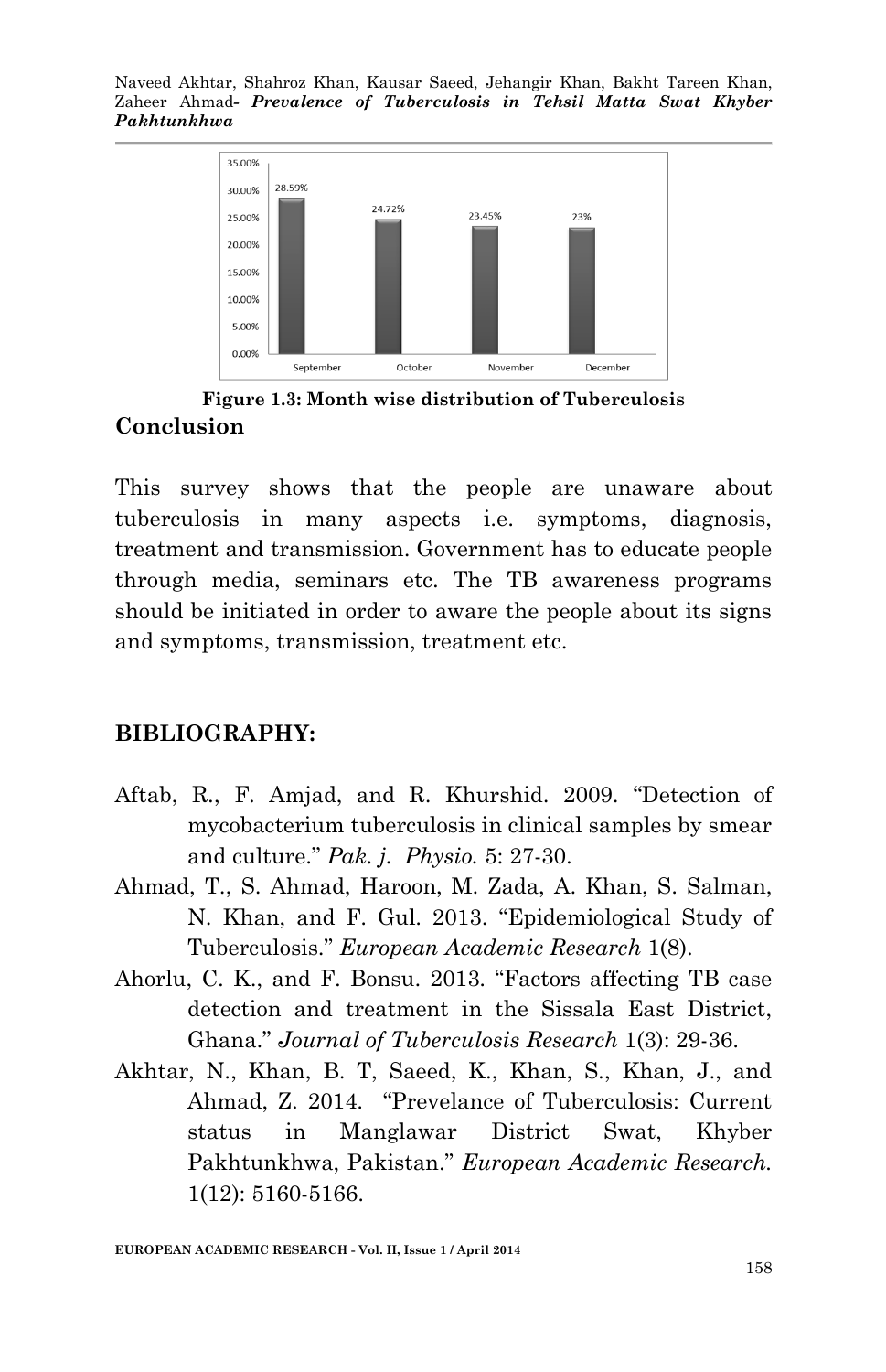Figure 1.3: Month wise distribution of Tuberculosis

## Conclusion

This survey shows that the people are unaware about tuberculosis in many aspects i.e. symptoms, diagnosis, treatment and transmission. Government has to educate people through media, seminars etc. The TB awareness programs should be initiated in order to aware the people about its signs and symptoms, transmission, treatment etc.

## BIBLIOGRAPHY:

Aftab, R., F. Amjad, and R. Khurshid. 2009. "Detection of mycobacterium tuberculosis in clinical samples by smear and culture." *Pak. j. Physio.* 5: 27-30.

Ahmad, T., S. Ahmad, Haroon, M. Zada, A. Khan, S. Salman, N. Khan, and F. Gul. 2013. "Epidemiological Study of Tuberculosis." *European Academic Research* 1(8).

Ahorlu, C. K., and F. Bonsu. 2013. "Factors affecting TB case detection and treatment in the Sissala East District, Ghana." *Journal of Tuberculosis Research* 1(3): 29-36.

Akhtar, N., Khan, B. T, Saeed, K., Khan, S., Khan, J., and Ahmad, Z. 2014. "Prevelance of Tuberculosis: Current status in Manglawar District Swat, Khyber Pakhtunkhwa, Pakistan." *European Academic Research.* 1(12): 5160-5166.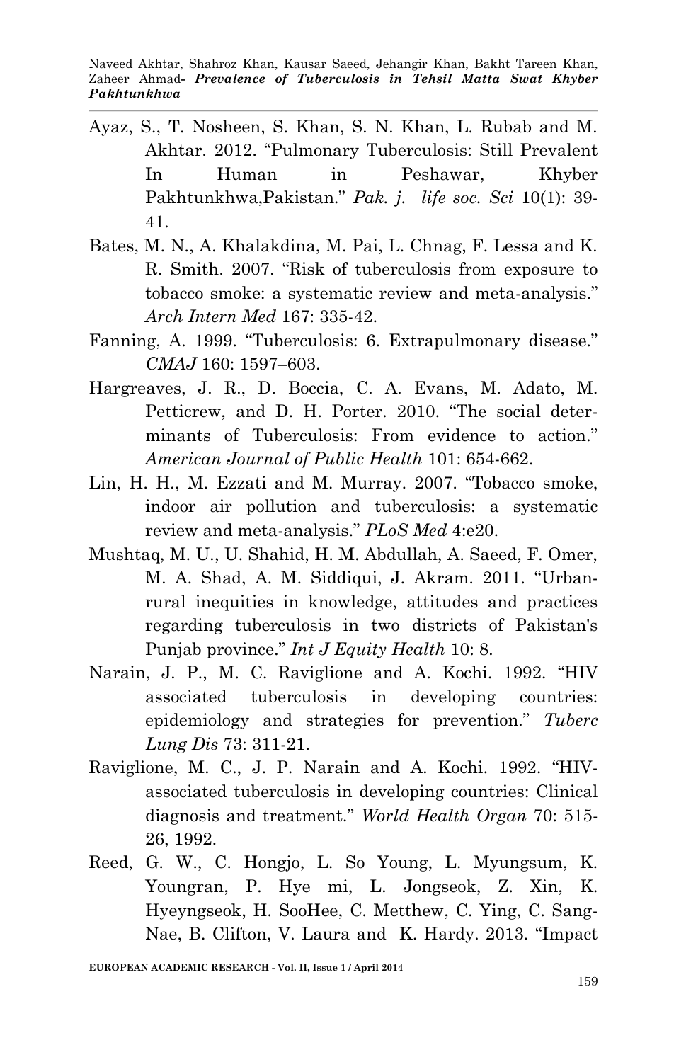Ayaz, S., T. Nosheen, S. Khan, S. N. Khan, L. Rubab and M. Akhtar. 2012. "Pulmonary Tuberculosis: Still Prevalent In Human in Peshawar, Khyber Pakhtunkhwa,Pakistan." *Pak. j. life soc. Sci* 10(1): 39-41.

Bates, M. N., A. Khalakdina, M. Pai, L. Chnag, F. Lessa and K. R. Smith. 2007. "Risk of tuberculosis from exposure to tobacco smoke: a systematic review and meta-analysis." *Arch Intern Med* 167: 335-42.

Fanning, A. 1999. "Tuberculosis: 6. Extrapulmonary disease." *CMAJ* 160: 1597–603.

Hargreaves, J. R., D. Boccia, C. A. Evans, M. Adato, M. Petticrew, and D. H. Porter. 2010. "The social determinants of Tuberculosis: From evidence to action." *American Journal of Public Health* 101: 654-662.

Lin, H. H., M. Ezzati and M. Murray. 2007. "Tobacco smoke, indoor air pollution and tuberculosis: a systematic review and meta-analysis." *PLoS Med* 4:e20.

Mushtaq, M. U., U. Shahid, H. M. Abdullah, A. Saeed, F. Omer, M. A. Shad, A. M. Siddiqui, J. Akram. 2011. "Urban-rural inequities in knowledge, attitudes and practices regarding tuberculosis in two districts of Pakistan's Punjab province." *Int J Equity Health* 10: 8.

Narain, J. P., M. C. Raviglione and A. Kochi. 1992. "HIV associated tuberculosis in developing countries: epidemiology and strategies for prevention." *Tuberc Lung Dis* 73: 311-21.

Raviglione, M. C., J. P. Narain and A. Kochi. 1992. "HIV-associated tuberculosis in developing countries: Clinical diagnosis and treatment." *World Health Organ* 70: 515-26, 1992.

Reed, G. W., C. Hongjo, L. So Young, L. Myungsum, K. Youngran, P. Hye mi, L. Jongseok, Z. Xin, K. Hyeyngseok, H. SooHee, C. Metthew, C. Ying, C. Sang-Nae, B. Clifton, V. Laura and K. Hardy. 2013. "Impact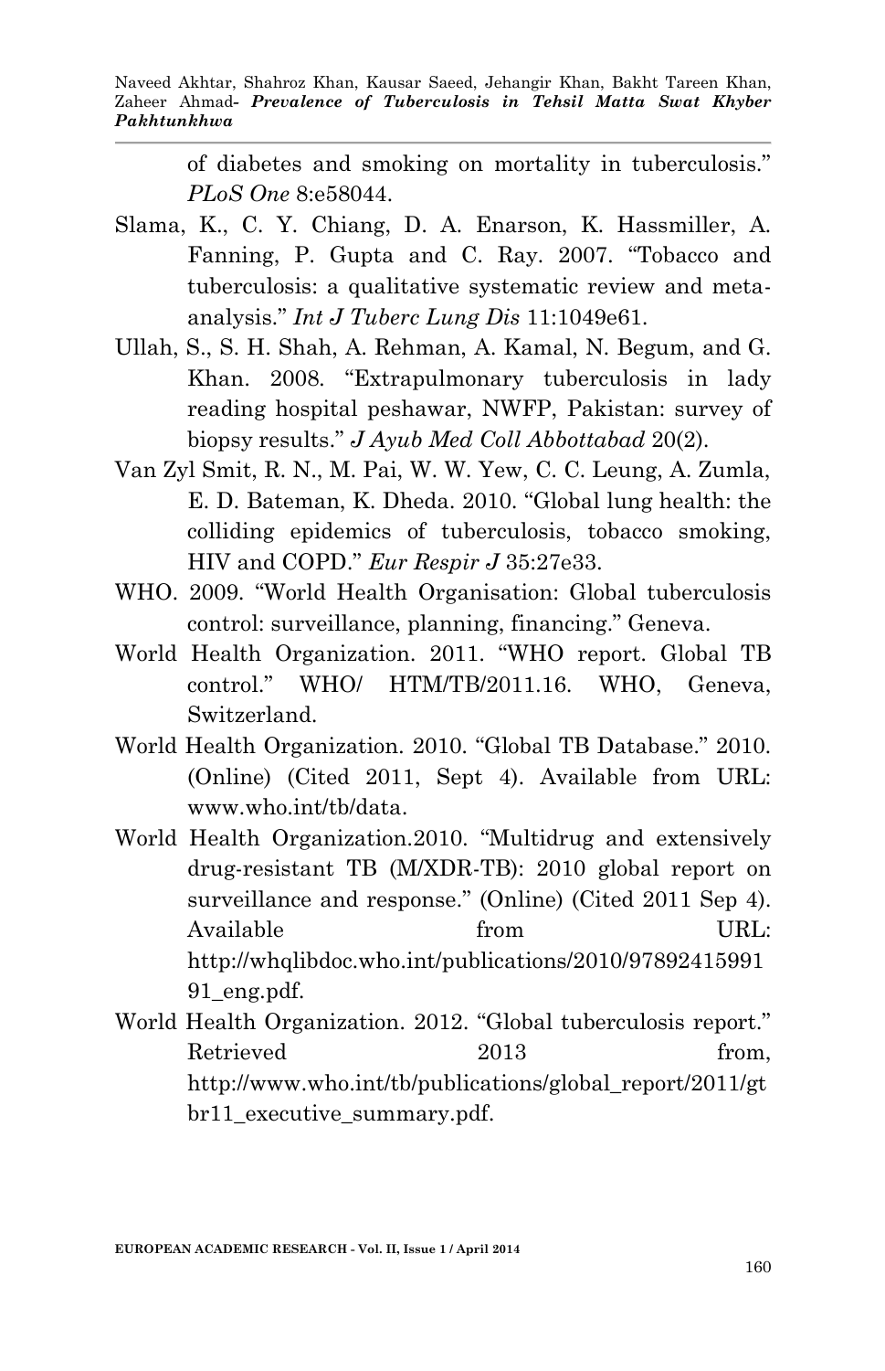of diabetes and smoking on mortality in tuberculosis." *PLoS One* 8:e58044.

Slama, K., C. Y. Chiang, D. A. Enarson, K. Hassmiller, A. Fanning, P. Gupta and C. Ray. 2007. "Tobacco and tuberculosis: a qualitative systematic review and meta-analysis." *Int J Tuberc Lung Dis* 11:1049e61.

Ullah, S., S. H. Shah, A. Rehman, A. Kamal, N. Begum, and G. Khan. 2008. "Extrapulmonary tuberculosis in lady reading hospital peshawar, NWFP, Pakistan: survey of biopsy results." *J Ayub Med Coll Abbottabad* 20(2).

Van Zyl Smit, R. N., M. Pai, W. W. Yew, C. C. Leung, A. Zumla, E. D. Bateman, K. Dheda. 2010. "Global lung health: the colliding epidemics of tuberculosis, tobacco smoking, HIV and COPD." *Eur Respir J* 35:27e33.

WHO. 2009. "World Health Organisation: Global tuberculosis control: surveillance, planning, financing." Geneva.

World Health Organization. 2011. "WHO report. Global TB control." WHO/ HTM/TB/2011.16. WHO, Geneva, Switzerland.

World Health Organization. 2010. "Global TB Database." 2010. (Online) (Cited 2011, Sept 4). Available from URL: www.who.int/tb/data.

World Health Organization.2010. "Multidrug and extensively drug-resistant TB (M/XDR-TB): 2010 global report on surveillance and response." (Online) (Cited 2011 Sep 4). Available from URL: http://whqlibdoc.who.int/publications/2010/9789241599191_eng.pdf.

World Health Organization. 2012. "Global tuberculosis report." Retrieved 2013 from, http://www.who.int/tb/publications/global_report/2011/gtbr11_executive_summary.pdf.